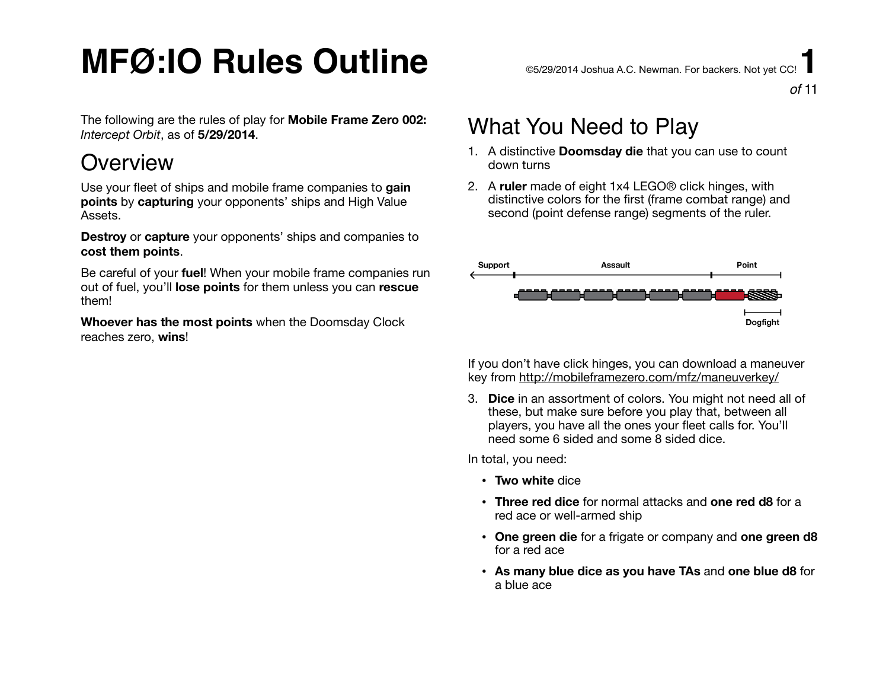# MFØ:IO Rules Outline

©5/29/2014 Joshua A.C. Newman. For backers. Not yet CC!

The following are the rules of play for **Mobile Frame Zero 002:** *Intercept Orbit*, as of **5/29/2014**.

## Overview

Use your fleet of ships and mobile frame companies to **gain points** by **capturing** your opponents' ships and High Value Assets.

**Destroy** or **capture** your opponents' ships and companies to **cost them points**.

Be careful of your **fuel**! When your mobile frame companies run out of fuel, you'll **lose points** for them unless you can **rescue** them!

**Whoever has the most points** when the Doomsday Clock reaches zero, **wins**!

## What You Need to Play

1. A distinctive **Doomsday die** that you can use to count down turns
2. A **ruler** made of eight 1x4 LEGO® click hinges, with distinctive colors for the first (frame combat range) and second (point defense range) segments of the ruler.

Support — Assault — Point

Dogfight

If you don't have click hinges, you can download a maneuver key from http://mobileframezero.com/mfz/maneuverkey/

3. **Dice** in an assortment of colors. You might not need all of these, but make sure before you play that, between all players, you have all the ones your fleet calls for. You'll need some 6 sided and some 8 sided dice.

In total, you need:

- **Two white** dice
- **Three red dice** for normal attacks and **one red d8** for a red ace or well-armed ship
- **One green die** for a frigate or company and **one green d8** for a red ace
- **As many blue dice as you have TAs** and **one blue d8** for a blue ace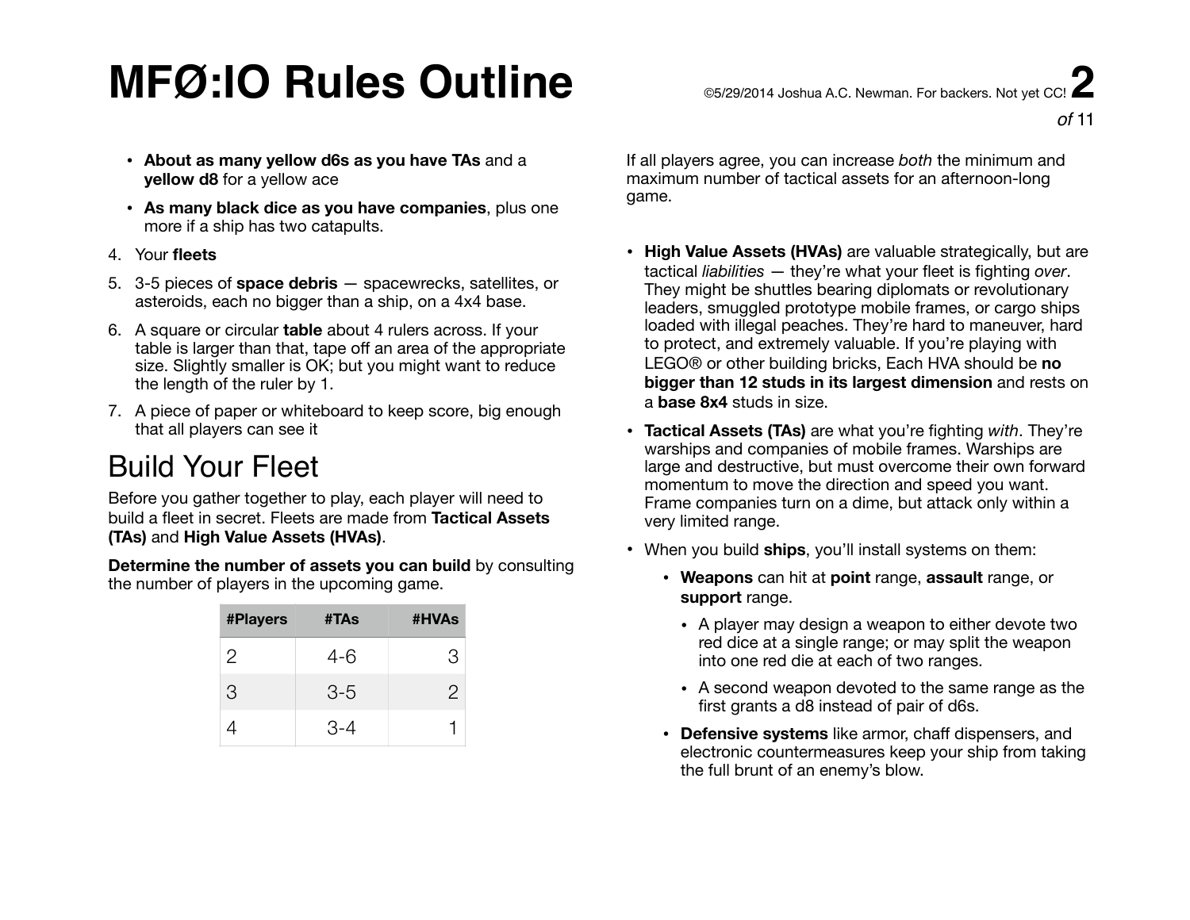- **About as many yellow d6s as you have TAs** and a **yellow d8** for a yellow ace
- **As many black dice as you have companies**, plus one more if a ship has two catapults.

4. Your **fleets**
5. 3-5 pieces of **space debris** — spacewrecks, satellites, or asteroids, each no bigger than a ship, on a 4x4 base.
6. A square or circular **table** about 4 rulers across. If your table is larger than that, tape off an area of the appropriate size. Slightly smaller is OK; but you might want to reduce the length of the ruler by 1.
7. A piece of paper or whiteboard to keep score, big enough that all players can see it

## Build Your Fleet

Before you gather together to play, each player will need to build a fleet in secret. Fleets are made from **Tactical Assets (TAs)** and **High Value Assets (HVAs)**.

**Determine the number of assets you can build** by consulting the number of players in the upcoming game.

| #Players | #TAs | #HVAs |
|---|---|---|
| 2 | 4-6 | 3 |
| 3 | 3-5 | 2 |
| 4 | 3-4 | 1 |

If all players agree, you can increase *both* the minimum and maximum number of tactical assets for an afternoon-long game.

- **High Value Assets (HVAs)** are valuable strategically, but are tactical *liabilities* — they're what your fleet is fighting *over*. They might be shuttles bearing diplomats or revolutionary leaders, smuggled prototype mobile frames, or cargo ships loaded with illegal peaches. They're hard to maneuver, hard to protect, and extremely valuable. If you're playing with LEGO® or other building bricks, Each HVA should be **no bigger than 12 studs in its largest dimension** and rests on a **base 8x4** studs in size.
- **Tactical Assets (TAs)** are what you're fighting *with*. They're warships and companies of mobile frames. Warships are large and destructive, but must overcome their own forward momentum to move the direction and speed you want. Frame companies turn on a dime, but attack only within a very limited range.
- When you build **ships**, you'll install systems on them:
  - **Weapons** can hit at **point** range, **assault** range, or **support** range.
    - A player may design a weapon to either devote two red dice at a single range; or may split the weapon into one red die at each of two ranges.
    - A second weapon devoted to the same range as the first grants a d8 instead of pair of d6s.
  - **Defensive systems** like armor, chaff dispensers, and electronic countermeasures keep your ship from taking the full brunt of an enemy's blow.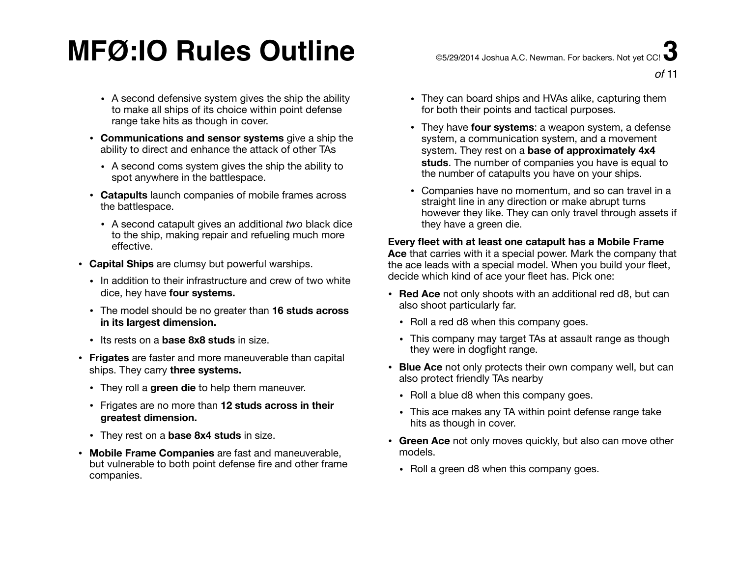- A second defensive system gives the ship the ability to make all ships of its choice within point defense range take hits as though in cover.
- **Communications and sensor systems** give a ship the ability to direct and enhance the attack of other TAs
  - A second coms system gives the ship the ability to spot anywhere in the battlespace.
- **Catapults** launch companies of mobile frames across the battlespace.
  - A second catapult gives an additional *two* black dice to the ship, making repair and refueling much more effective.

- **Capital Ships** are clumsy but powerful warships.
  - In addition to their infrastructure and crew of two white dice, hey have **four systems.**
  - The model should be no greater than **16 studs across in its largest dimension.**
  - Its rests on a **base 8x8 studs** in size.
- **Frigates** are faster and more maneuverable than capital ships. They carry **three systems.**
  - They roll a **green die** to help them maneuver.
  - Frigates are no more than **12 studs across in their greatest dimension.**
  - They rest on a **base 8x4 studs** in size.
- **Mobile Frame Companies** are fast and maneuverable, but vulnerable to both point defense fire and other frame companies.
  - They can board ships and HVAs alike, capturing them for both their points and tactical purposes.
  - They have **four systems**: a weapon system, a defense system, a communication system, and a movement system. They rest on a **base of approximately 4x4 studs**. The number of companies you have is equal to the number of catapults you have on your ships.
  - Companies have no momentum, and so can travel in a straight line in any direction or make abrupt turns however they like. They can only travel through assets if they have a green die.

**Every fleet with at least one catapult has a Mobile Frame Ace** that carries with it a special power. Mark the company that the ace leads with a special model. When you build your fleet, decide which kind of ace your fleet has. Pick one:

- **Red Ace** not only shoots with an additional red d8, but can also shoot particularly far.
  - Roll a red d8 when this company goes.
  - This company may target TAs at assault range as though they were in dogfight range.
- **Blue Ace** not only protects their own company well, but can also protect friendly TAs nearby
  - Roll a blue d8 when this company goes.
  - This ace makes any TA within point defense range take hits as though in cover.
- **Green Ace** not only moves quickly, but also can move other models.
  - Roll a green d8 when this company goes.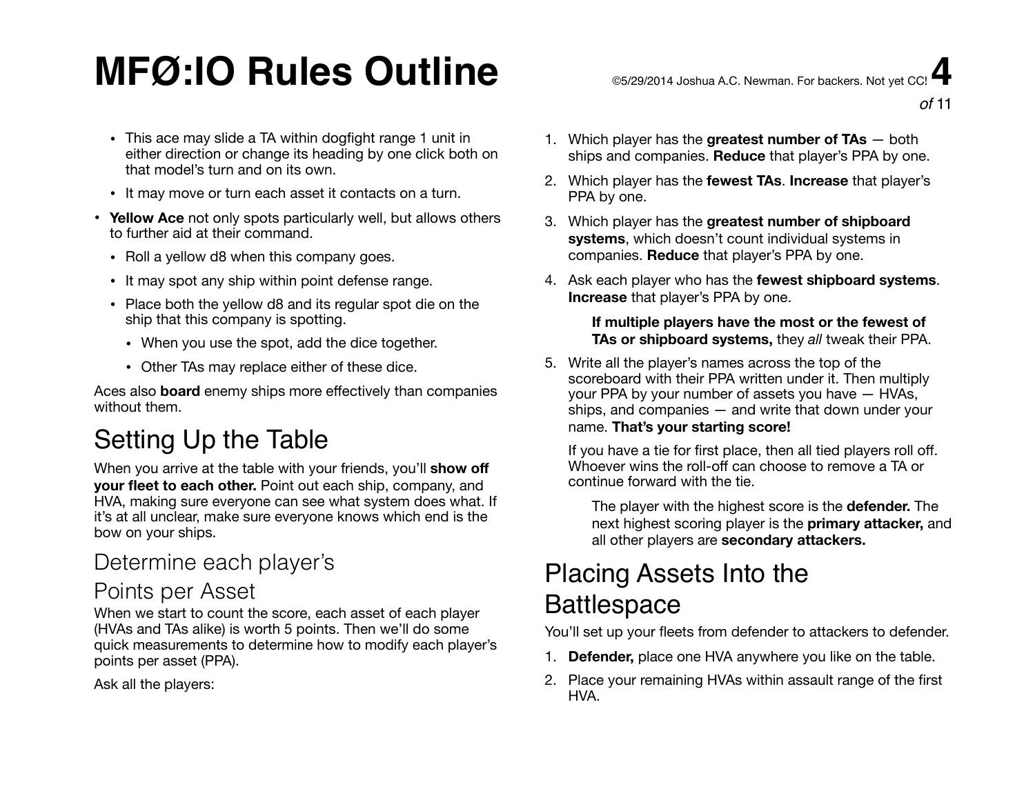- This ace may slide a TA within dogfight range 1 unit in either direction or change its heading by one click both on that model's turn and on its own.
- It may move or turn each asset it contacts on a turn.

- **Yellow Ace** not only spots particularly well, but allows others to further aid at their command.
  - Roll a yellow d8 when this company goes.
  - It may spot any ship within point defense range.
  - Place both the yellow d8 and its regular spot die on the ship that this company is spotting.
    - When you use the spot, add the dice together.
    - Other TAs may replace either of these dice.

Aces also **board** enemy ships more effectively than companies without them.

## Setting Up the Table

When you arrive at the table with your friends, you'll **show off your fleet to each other.** Point out each ship, company, and HVA, making sure everyone can see what system does what. If it's at all unclear, make sure everyone knows which end is the bow on your ships.

### Determine each player's Points per Asset

When we start to count the score, each asset of each player (HVAs and TAs alike) is worth 5 points. Then we'll do some quick measurements to determine how to modify each player's points per asset (PPA).

Ask all the players:

1. Which player has the **greatest number of TAs** — both ships and companies. **Reduce** that player's PPA by one.
2. Which player has the **fewest TAs**. **Increase** that player's PPA by one.
3. Which player has the **greatest number of shipboard systems**, which doesn't count individual systems in companies. **Reduce** that player's PPA by one.
4. Ask each player who has the **fewest shipboard systems**. **Increase** that player's PPA by one.

   **If multiple players have the most or the fewest of TAs or shipboard systems,** they *all* tweak their PPA.

5. Write all the player's names across the top of the scoreboard with their PPA written under it. Then multiply your PPA by your number of assets you have — HVAs, ships, and companies — and write that down under your name. **That's your starting score!**

   If you have a tie for first place, then all tied players roll off. Whoever wins the roll-off can choose to remove a TA or continue forward with the tie.

   The player with the highest score is the **defender.** The next highest scoring player is the **primary attacker,** and all other players are **secondary attackers.**

## Placing Assets Into the Battlespace

You'll set up your fleets from defender to attackers to defender.

1. **Defender,** place one HVA anywhere you like on the table.
2. Place your remaining HVAs within assault range of the first HVA.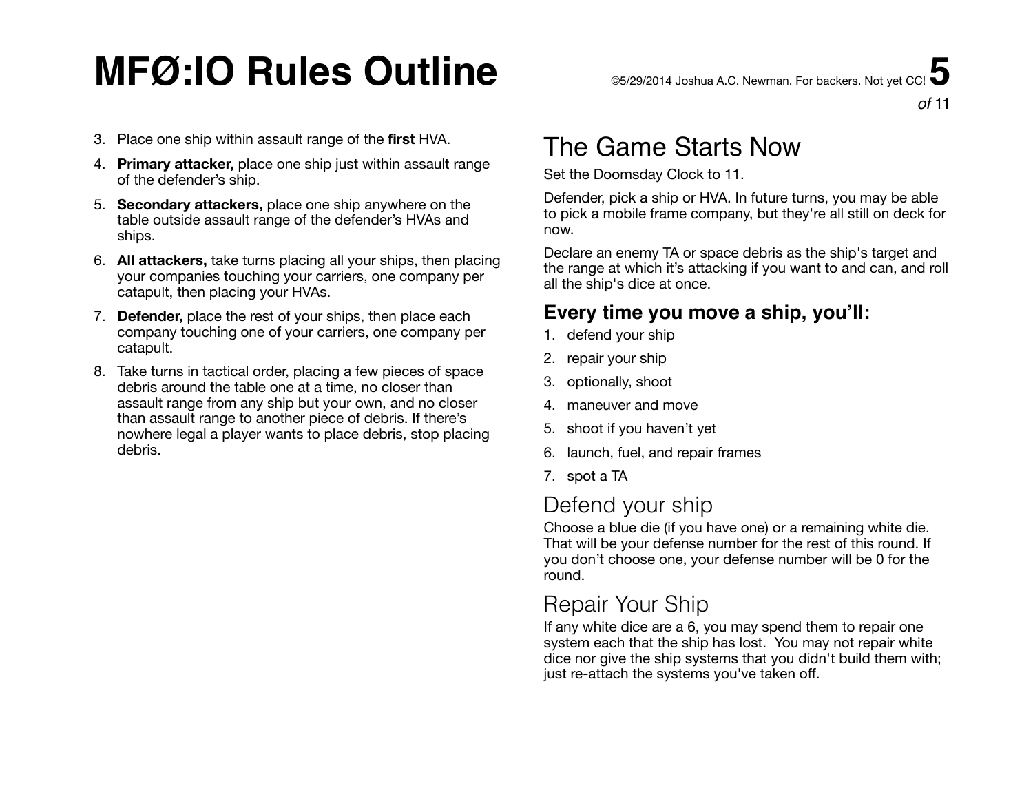3. Place one ship within assault range of the **first** HVA.
4. **Primary attacker,** place one ship just within assault range of the defender's ship.
5. **Secondary attackers,** place one ship anywhere on the table outside assault range of the defender's HVAs and ships.
6. **All attackers,** take turns placing all your ships, then placing your companies touching your carriers, one company per catapult, then placing your HVAs.
7. **Defender,** place the rest of your ships, then place each company touching one of your carriers, one company per catapult.
8. Take turns in tactical order, placing a few pieces of space debris around the table one at a time, no closer than assault range from any ship but your own, and no closer than assault range to another piece of debris. If there's nowhere legal a player wants to place debris, stop placing debris.

## The Game Starts Now

Set the Doomsday Clock to 11.

Defender, pick a ship or HVA. In future turns, you may be able to pick a mobile frame company, but they're all still on deck for now.

Declare an enemy TA or space debris as the ship's target and the range at which it's attacking if you want to and can, and roll all the ship's dice at once.

### Every time you move a ship, you'll:

1. defend your ship
2. repair your ship
3. optionally, shoot
4. maneuver and move
5. shoot if you haven't yet
6. launch, fuel, and repair frames
7. spot a TA

### Defend your ship

Choose a blue die (if you have one) or a remaining white die. That will be your defense number for the rest of this round. If you don't choose one, your defense number will be 0 for the round.

### Repair Your Ship

If any white dice are a 6, you may spend them to repair one system each that the ship has lost. You may not repair white dice nor give the ship systems that you didn't build them with; just re-attach the systems you've taken off.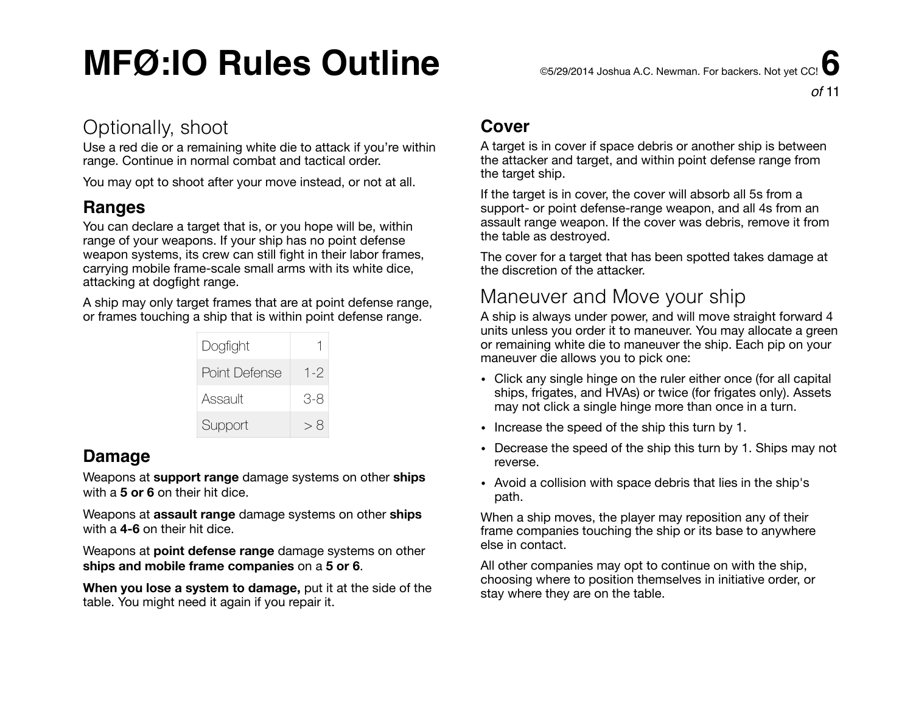## Optionally, shoot

Use a red die or a remaining white die to attack if you're within range. Continue in normal combat and tactical order.

You may opt to shoot after your move instead, or not at all.

### Ranges

You can declare a target that is, or you hope will be, within range of your weapons. If your ship has no point defense weapon systems, its crew can still fight in their labor frames, carrying mobile frame-scale small arms with its white dice, attacking at dogfight range.

A ship may only target frames that are at point defense range, or frames touching a ship that is within point defense range.

| | |
|---|---|
| Dogfight | 1 |
| Point Defense | 1-2 |
| Assault | 3-8 |
| Support | > 8 |

### Damage

Weapons at **support range** damage systems on other **ships** with a **5 or 6** on their hit dice.

Weapons at **assault range** damage systems on other **ships** with a **4-6** on their hit dice.

Weapons at **point defense range** damage systems on other **ships and mobile frame companies** on a **5 or 6**.

**When you lose a system to damage,** put it at the side of the table. You might need it again if you repair it.

### Cover

A target is in cover if space debris or another ship is between the attacker and target, and within point defense range from the target ship.

If the target is in cover, the cover will absorb all 5s from a support- or point defense-range weapon, and all 4s from an assault range weapon. If the cover was debris, remove it from the table as destroyed.

The cover for a target that has been spotted takes damage at the discretion of the attacker.

## Maneuver and Move your ship

A ship is always under power, and will move straight forward 4 units unless you order it to maneuver. You may allocate a green or remaining white die to maneuver the ship. Each pip on your maneuver die allows you to pick one:

- Click any single hinge on the ruler either once (for all capital ships, frigates, and HVAs) or twice (for frigates only). Assets may not click a single hinge more than once in a turn.
- Increase the speed of the ship this turn by 1.
- Decrease the speed of the ship this turn by 1. Ships may not reverse.
- Avoid a collision with space debris that lies in the ship's path.

When a ship moves, the player may reposition any of their frame companies touching the ship or its base to anywhere else in contact.

All other companies may opt to continue on with the ship, choosing where to position themselves in initiative order, or stay where they are on the table.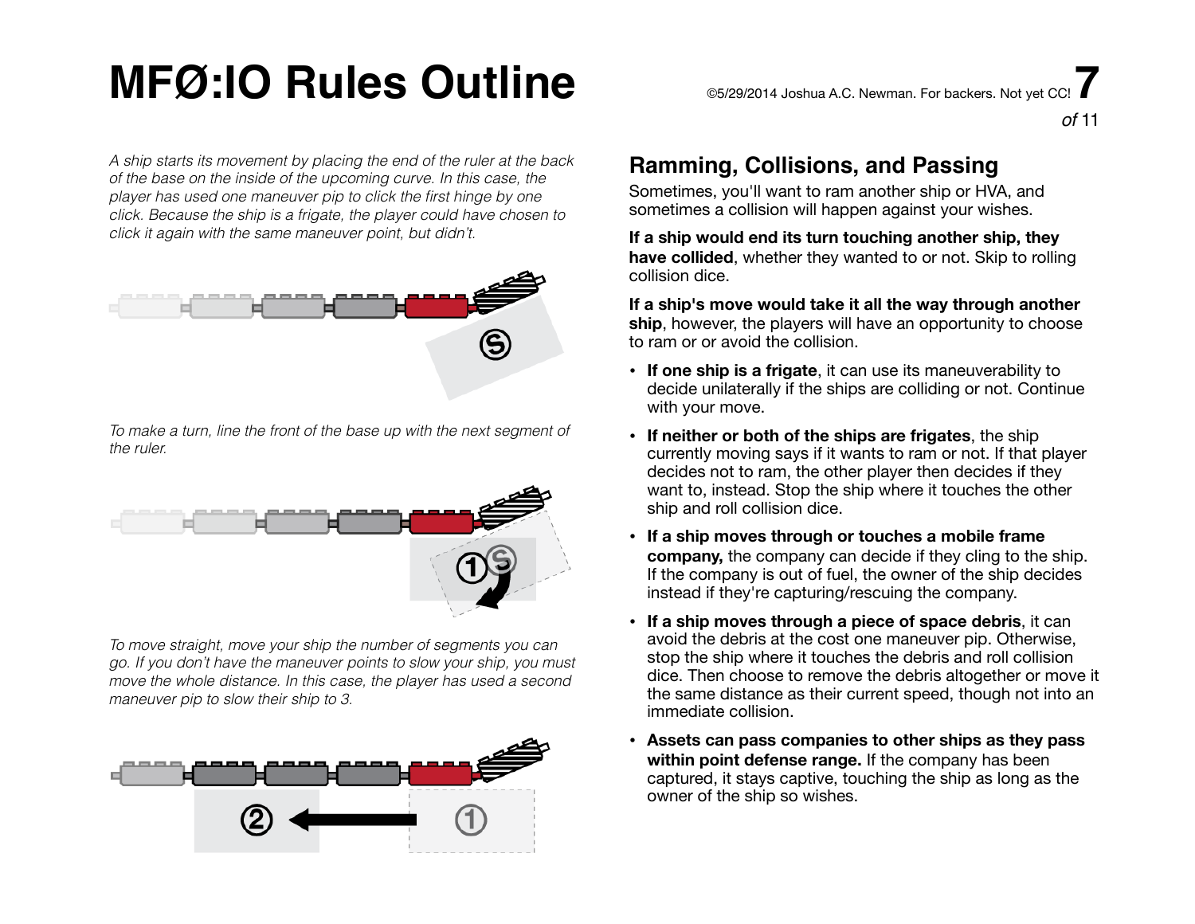*A ship starts its movement by placing the end of the ruler at the back of the base on the inside of the upcoming curve. In this case, the player has used one maneuver pip to click the first hinge by one click. Because the ship is a frigate, the player could have chosen to click it again with the same maneuver point, but didn't.*

*To make a turn, line the front of the base up with the next segment of the ruler.*

*To move straight, move your ship the number of segments you can go. If you don't have the maneuver points to slow your ship, you must move the whole distance. In this case, the player has used a second maneuver pip to slow their ship to 3.*

## Ramming, Collisions, and Passing

Sometimes, you'll want to ram another ship or HVA, and sometimes a collision will happen against your wishes.

**If a ship would end its turn touching another ship, they have collided**, whether they wanted to or not. Skip to rolling collision dice.

**If a ship's move would take it all the way through another ship**, however, the players will have an opportunity to choose to ram or or avoid the collision.

- **If one ship is a frigate**, it can use its maneuverability to decide unilaterally if the ships are colliding or not. Continue with your move.
- **If neither or both of the ships are frigates**, the ship currently moving says if it wants to ram or not. If that player decides not to ram, the other player then decides if they want to, instead. Stop the ship where it touches the other ship and roll collision dice.
- **If a ship moves through or touches a mobile frame company,** the company can decide if they cling to the ship. If the company is out of fuel, the owner of the ship decides instead if they're capturing/rescuing the company.
- **If a ship moves through a piece of space debris**, it can avoid the debris at the cost one maneuver pip. Otherwise, stop the ship where it touches the debris and roll collision dice. Then choose to remove the debris altogether or move it the same distance as their current speed, though not into an immediate collision.
- **Assets can pass companies to other ships as they pass within point defense range.** If the company has been captured, it stays captive, touching the ship as long as the owner of the ship so wishes.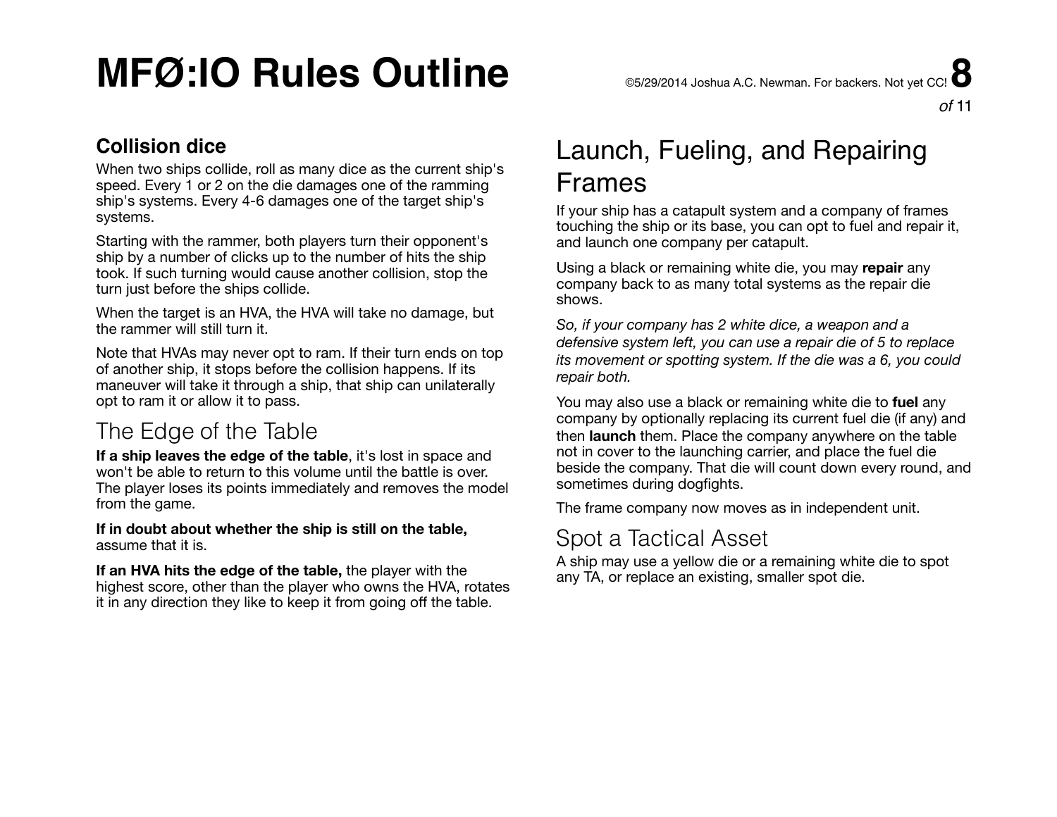### Collision dice

When two ships collide, roll as many dice as the current ship's speed. Every 1 or 2 on the die damages one of the ramming ship's systems. Every 4-6 damages one of the target ship's systems.

Starting with the rammer, both players turn their opponent's ship by a number of clicks up to the number of hits the ship took. If such turning would cause another collision, stop the turn just before the ships collide.

When the target is an HVA, the HVA will take no damage, but the rammer will still turn it.

Note that HVAs may never opt to ram. If their turn ends on top of another ship, it stops before the collision happens. If its maneuver will take it through a ship, that ship can unilaterally opt to ram it or allow it to pass.

## The Edge of the Table

**If a ship leaves the edge of the table**, it's lost in space and won't be able to return to this volume until the battle is over. The player loses its points immediately and removes the model from the game.

**If in doubt about whether the ship is still on the table,** assume that it is.

**If an HVA hits the edge of the table,** the player with the highest score, other than the player who owns the HVA, rotates it in any direction they like to keep it from going off the table.

## Launch, Fueling, and Repairing Frames

If your ship has a catapult system and a company of frames touching the ship or its base, you can opt to fuel and repair it, and launch one company per catapult.

Using a black or remaining white die, you may **repair** any company back to as many total systems as the repair die shows.

*So, if your company has 2 white dice, a weapon and a defensive system left, you can use a repair die of 5 to replace its movement or spotting system. If the die was a 6, you could repair both.*

You may also use a black or remaining white die to **fuel** any company by optionally replacing its current fuel die (if any) and then **launch** them. Place the company anywhere on the table not in cover to the launching carrier, and place the fuel die beside the company. That die will count down every round, and sometimes during dogfights.

The frame company now moves as in independent unit.

## Spot a Tactical Asset

A ship may use a yellow die or a remaining white die to spot any TA, or replace an existing, smaller spot die.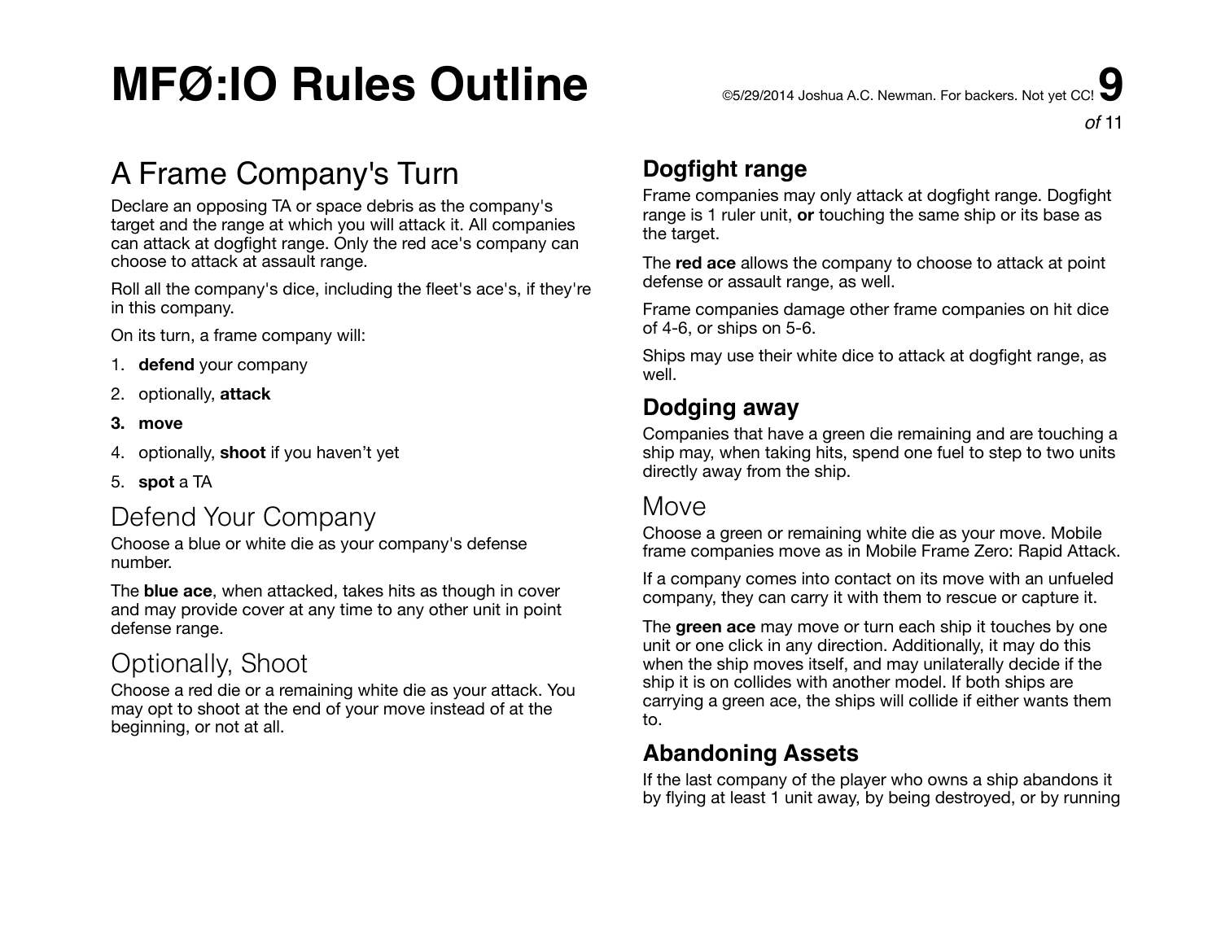# MFØ:IO Rules Outline

## A Frame Company's Turn

Declare an opposing TA or space debris as the company's target and the range at which you will attack it. All companies can attack at dogfight range. Only the red ace's company can choose to attack at assault range.

Roll all the company's dice, including the fleet's ace's, if they're in this company.

On its turn, a frame company will:

1. **defend** your company
2. optionally, **attack**
3. **move**
4. optionally, **shoot** if you haven't yet
5. **spot** a TA

## Defend Your Company

Choose a blue or white die as your company's defense number.

The **blue ace**, when attacked, takes hits as though in cover and may provide cover at any time to any other unit in point defense range.

## Optionally, Shoot

Choose a red die or a remaining white die as your attack. You may opt to shoot at the end of your move instead of at the beginning, or not at all.

### Dogfight range

Frame companies may only attack at dogfight range. Dogfight range is 1 ruler unit, **or** touching the same ship or its base as the target.

The **red ace** allows the company to choose to attack at point defense or assault range, as well.

Frame companies damage other frame companies on hit dice of 4-6, or ships on 5-6.

Ships may use their white dice to attack at dogfight range, as well.

### Dodging away

Companies that have a green die remaining and are touching a ship may, when taking hits, spend one fuel to step to two units directly away from the ship.

## Move

Choose a green or remaining white die as your move. Mobile frame companies move as in Mobile Frame Zero: Rapid Attack.

If a company comes into contact on its move with an unfueled company, they can carry it with them to rescue or capture it.

The **green ace** may move or turn each ship it touches by one unit or one click in any direction. Additionally, it may do this when the ship moves itself, and may unilaterally decide if the ship it is on collides with another model. If both ships are carrying a green ace, the ships will collide if either wants them to.

### Abandoning Assets

If the last company of the player who owns a ship abandons it by flying at least 1 unit away, by being destroyed, or by running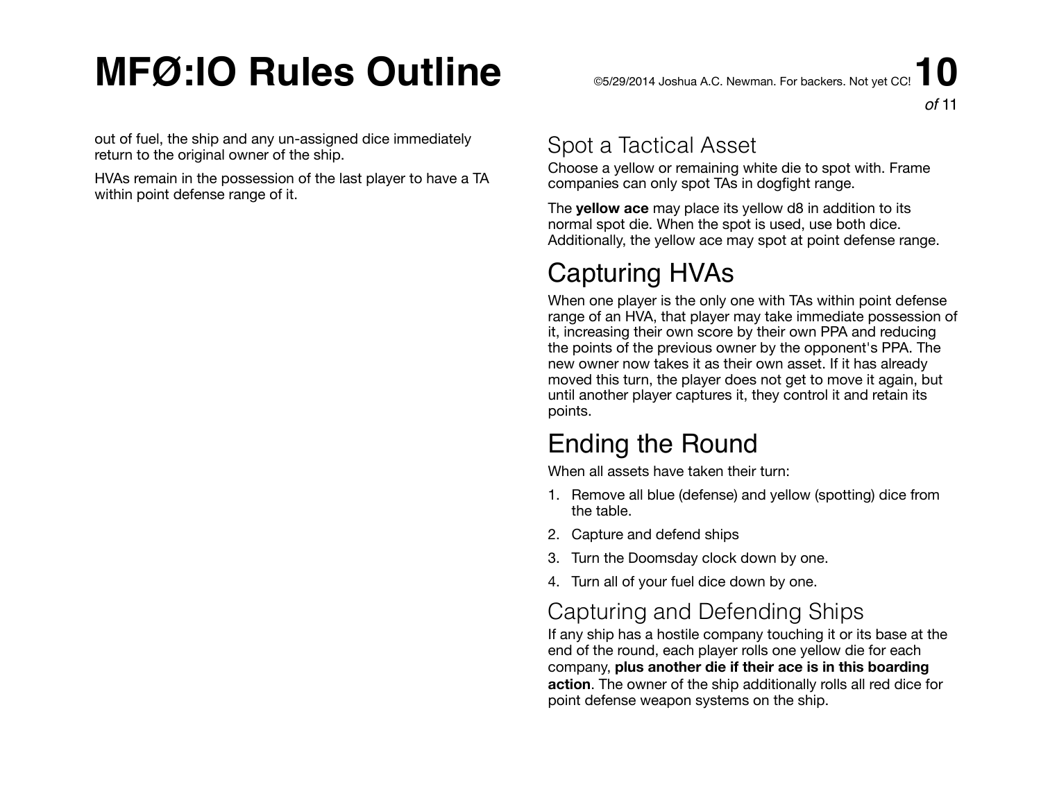out of fuel, the ship and any un-assigned dice immediately return to the original owner of the ship.

HVAs remain in the possession of the last player to have a TA within point defense range of it.

### Spot a Tactical Asset

Choose a yellow or remaining white die to spot with. Frame companies can only spot TAs in dogfight range.

The **yellow ace** may place its yellow d8 in addition to its normal spot die. When the spot is used, use both dice. Additionally, the yellow ace may spot at point defense range.

## Capturing HVAs

When one player is the only one with TAs within point defense range of an HVA, that player may take immediate possession of it, increasing their own score by their own PPA and reducing the points of the previous owner by the opponent's PPA. The new owner now takes it as their own asset. If it has already moved this turn, the player does not get to move it again, but until another player captures it, they control it and retain its points.

## Ending the Round

When all assets have taken their turn:

1. Remove all blue (defense) and yellow (spotting) dice from the table.
2. Capture and defend ships
3. Turn the Doomsday clock down by one.
4. Turn all of your fuel dice down by one.

### Capturing and Defending Ships

If any ship has a hostile company touching it or its base at the end of the round, each player rolls one yellow die for each company, **plus another die if their ace is in this boarding action**. The owner of the ship additionally rolls all red dice for point defense weapon systems on the ship.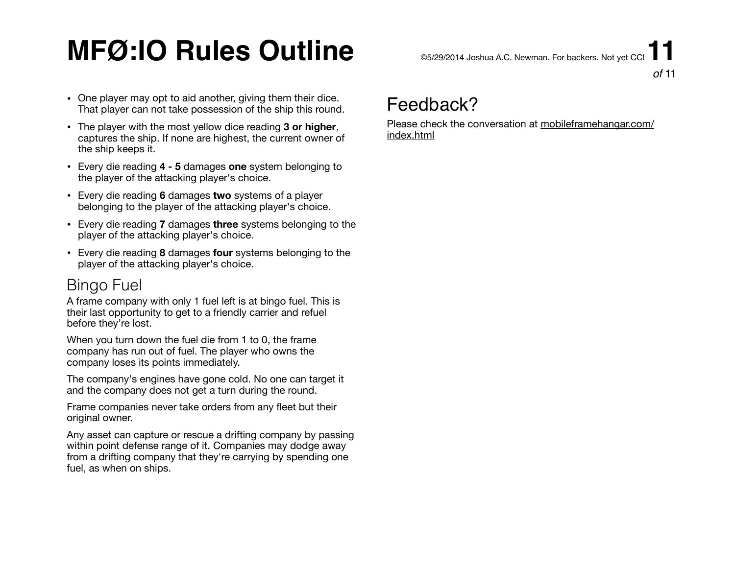- One player may opt to aid another, giving them their dice. That player can not take possession of the ship this round.
- The player with the most yellow dice reading **3 or higher**, captures the ship. If none are highest, the current owner of the ship keeps it.
- Every die reading **4 - 5** damages **one** system belonging to the player of the attacking player's choice.
- Every die reading **6** damages **two** systems of a player belonging to the player of the attacking player's choice.
- Every die reading **7** damages **three** systems belonging to the player of the attacking player's choice.
- Every die reading **8** damages **four** systems belonging to the player of the attacking player's choice.

## Bingo Fuel

A frame company with only 1 fuel left is at bingo fuel. This is their last opportunity to get to a friendly carrier and refuel before they're lost.

When you turn down the fuel die from 1 to 0, the frame company has run out of fuel. The player who owns the company loses its points immediately.

The company's engines have gone cold. No one can target it and the company does not get a turn during the round.

Frame companies never take orders from any fleet but their original owner.

Any asset can capture or rescue a drifting company by passing within point defense range of it. Companies may dodge away from a drifting company that they're carrying by spending one fuel, as when on ships.

# Feedback?

Please check the conversation at mobileframehangar.com/index.html